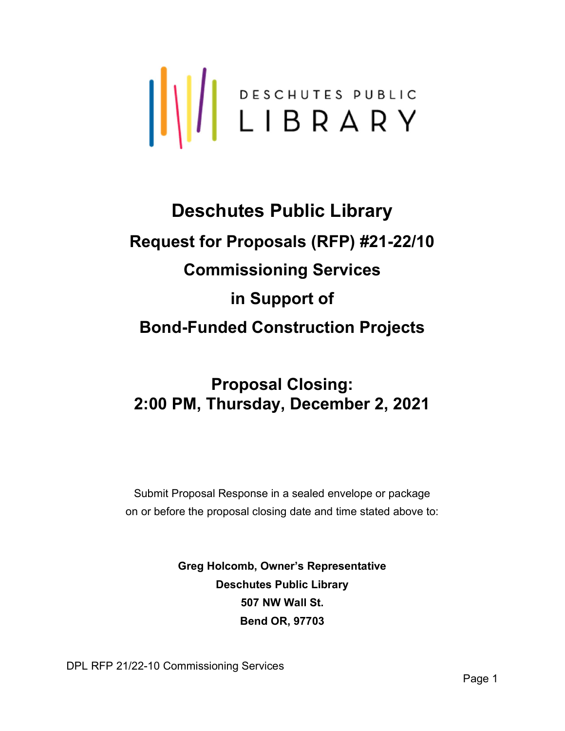DESCHUTES PUBLIC LIBRARY

# Deschutes Public Library

## Request for Proposals (RFP) #21-22/10

## Commissioning Services

## in Support of

## Bond-Funded Construction Projects

## Proposal Closing:
## 2:00 PM, Thursday, December 2, 2021

Submit Proposal Response in a sealed envelope or package on or before the proposal closing date and time stated above to:

**Greg Holcomb, Owner's Representative**
**Deschutes Public Library**
**507 NW Wall St.**
**Bend OR, 97703**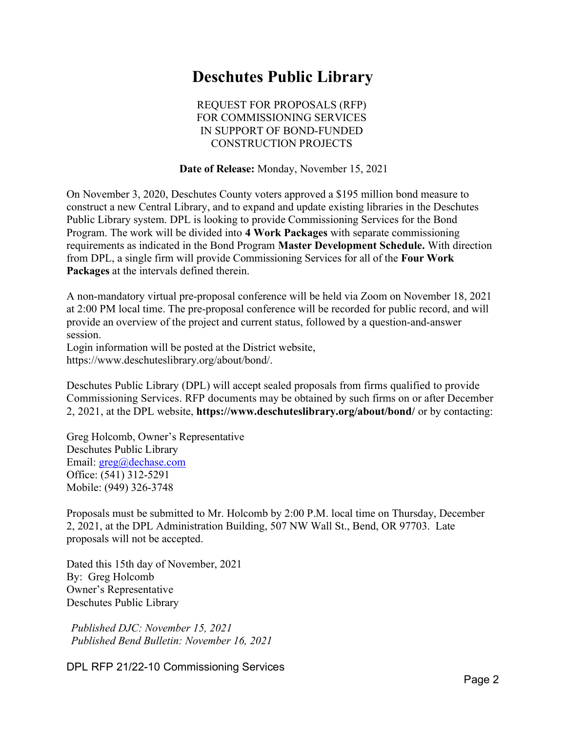# Deschutes Public Library

REQUEST FOR PROPOSALS (RFP)
FOR COMMISSIONING SERVICES
IN SUPPORT OF BOND-FUNDED
CONSTRUCTION PROJECTS

**Date of Release:** Monday, November 15, 2021

On November 3, 2020, Deschutes County voters approved a $195 million bond measure to construct a new Central Library, and to expand and update existing libraries in the Deschutes Public Library system. DPL is looking to provide Commissioning Services for the Bond Program. The work will be divided into **4 Work Packages** with separate commissioning requirements as indicated in the Bond Program **Master Development Schedule.** With direction from DPL, a single firm will provide Commissioning Services for all of the **Four Work Packages** at the intervals defined therein.

A non-mandatory virtual pre-proposal conference will be held via Zoom on November 18, 2021 at 2:00 PM local time. The pre-proposal conference will be recorded for public record, and will provide an overview of the project and current status, followed by a question-and-answer session.
Login information will be posted at the District website, https://www.deschuteslibrary.org/about/bond/.

Deschutes Public Library (DPL) will accept sealed proposals from firms qualified to provide Commissioning Services. RFP documents may be obtained by such firms on or after December 2, 2021, at the DPL website, **https://www.deschuteslibrary.org/about/bond/** or by contacting:

Greg Holcomb, Owner's Representative
Deschutes Public Library
Email: greg@dechase.com
Office: (541) 312-5291
Mobile: (949) 326-3748

Proposals must be submitted to Mr. Holcomb by 2:00 P.M. local time on Thursday, December 2, 2021, at the DPL Administration Building, 507 NW Wall St., Bend, OR 97703. Late proposals will not be accepted.

Dated this 15th day of November, 2021
By: Greg Holcomb
Owner's Representative
Deschutes Public Library

*Published DJC: November 15, 2021*
*Published Bend Bulletin: November 16, 2021*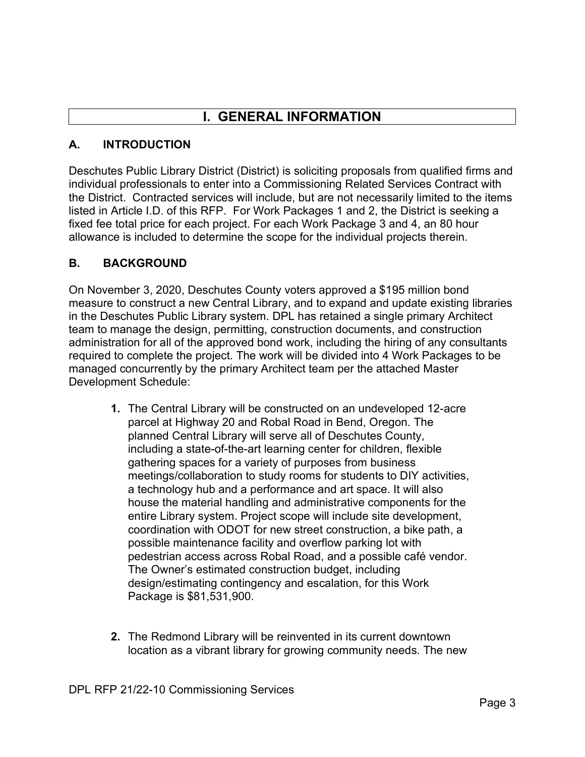# I. GENERAL INFORMATION

## A. INTRODUCTION

Deschutes Public Library District (District) is soliciting proposals from qualified firms and individual professionals to enter into a Commissioning Related Services Contract with the District. Contracted services will include, but are not necessarily limited to the items listed in Article I.D. of this RFP. For Work Packages 1 and 2, the District is seeking a fixed fee total price for each project. For each Work Package 3 and 4, an 80 hour allowance is included to determine the scope for the individual projects therein.

## B. BACKGROUND

On November 3, 2020, Deschutes County voters approved a $195 million bond measure to construct a new Central Library, and to expand and update existing libraries in the Deschutes Public Library system. DPL has retained a single primary Architect team to manage the design, permitting, construction documents, and construction administration for all of the approved bond work, including the hiring of any consultants required to complete the project. The work will be divided into 4 Work Packages to be managed concurrently by the primary Architect team per the attached Master Development Schedule:

1. The Central Library will be constructed on an undeveloped 12-acre parcel at Highway 20 and Robal Road in Bend, Oregon. The planned Central Library will serve all of Deschutes County, including a state-of-the-art learning center for children, flexible gathering spaces for a variety of purposes from business meetings/collaboration to study rooms for students to DIY activities, a technology hub and a performance and art space. It will also house the material handling and administrative components for the entire Library system. Project scope will include site development, coordination with ODOT for new street construction, a bike path, a possible maintenance facility and overflow parking lot with pedestrian access across Robal Road, and a possible café vendor. The Owner's estimated construction budget, including design/estimating contingency and escalation, for this Work Package is $81,531,900.

2. The Redmond Library will be reinvented in its current downtown location as a vibrant library for growing community needs. The new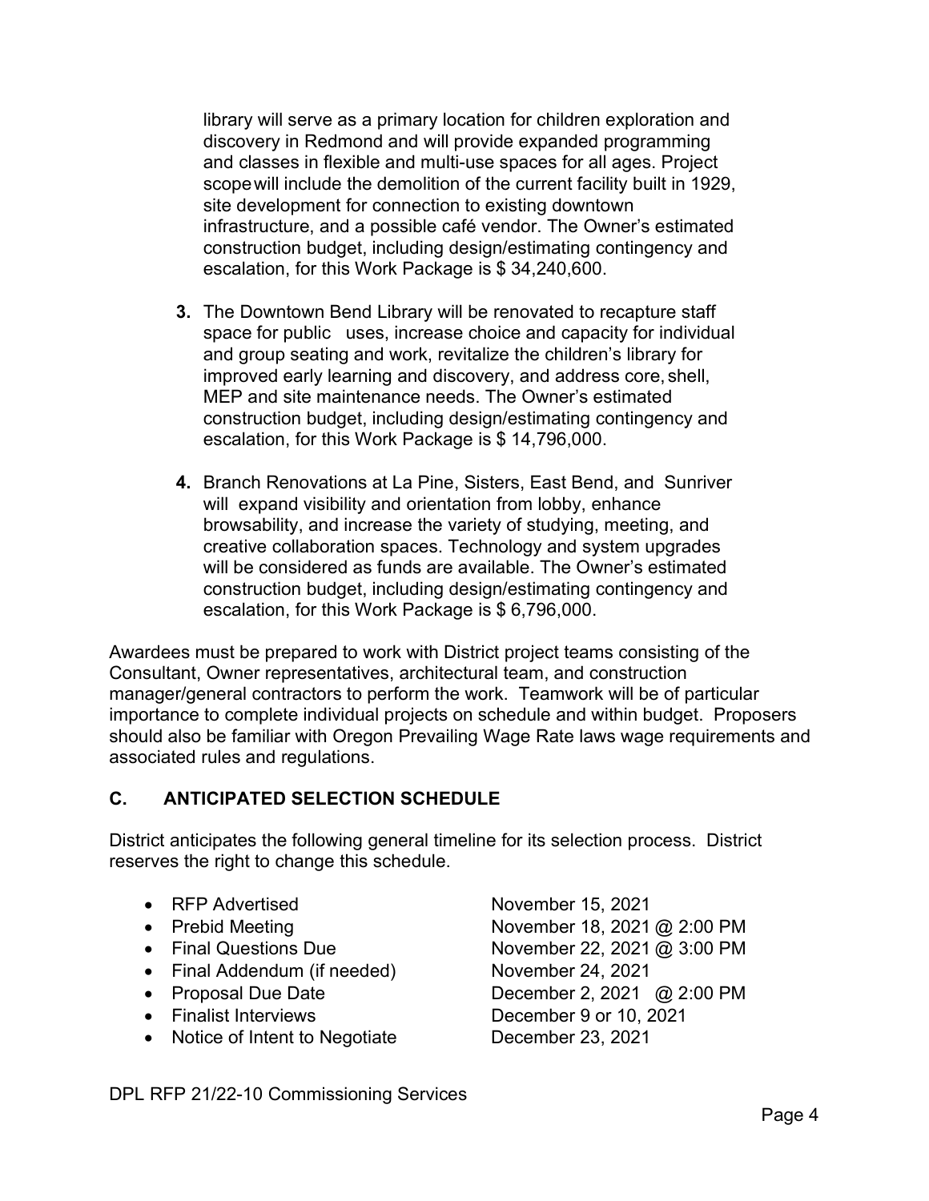library will serve as a primary location for children exploration and discovery in Redmond and will provide expanded programming and classes in flexible and multi-use spaces for all ages. Project scope will include the demolition of the current facility built in 1929, site development for connection to existing downtown infrastructure, and a possible café vendor. The Owner's estimated construction budget, including design/estimating contingency and escalation, for this Work Package is $ 34,240,600.

3. The Downtown Bend Library will be renovated to recapture staff space for public uses, increase choice and capacity for individual and group seating and work, revitalize the children's library for improved early learning and discovery, and address core, shell, MEP and site maintenance needs. The Owner's estimated construction budget, including design/estimating contingency and escalation, for this Work Package is $ 14,796,000.

4. Branch Renovations at La Pine, Sisters, East Bend, and Sunriver will expand visibility and orientation from lobby, enhance browsability, and increase the variety of studying, meeting, and creative collaboration spaces. Technology and system upgrades will be considered as funds are available. The Owner's estimated construction budget, including design/estimating contingency and escalation, for this Work Package is $ 6,796,000.

Awardees must be prepared to work with District project teams consisting of the Consultant, Owner representatives, architectural team, and construction manager/general contractors to perform the work. Teamwork will be of particular importance to complete individual projects on schedule and within budget. Proposers should also be familiar with Oregon Prevailing Wage Rate laws wage requirements and associated rules and regulations.

## C. ANTICIPATED SELECTION SCHEDULE

District anticipates the following general timeline for its selection process. District reserves the right to change this schedule.

| | |
|---|---|
| • RFP Advertised | November 15, 2021 |
| • Prebid Meeting | November 18, 2021 @ 2:00 PM |
| • Final Questions Due | November 22, 2021 @ 3:00 PM |
| • Final Addendum (if needed) | November 24, 2021 |
| • Proposal Due Date | December 2, 2021 @ 2:00 PM |
| • Finalist Interviews | December 9 or 10, 2021 |
| • Notice of Intent to Negotiate | December 23, 2021 |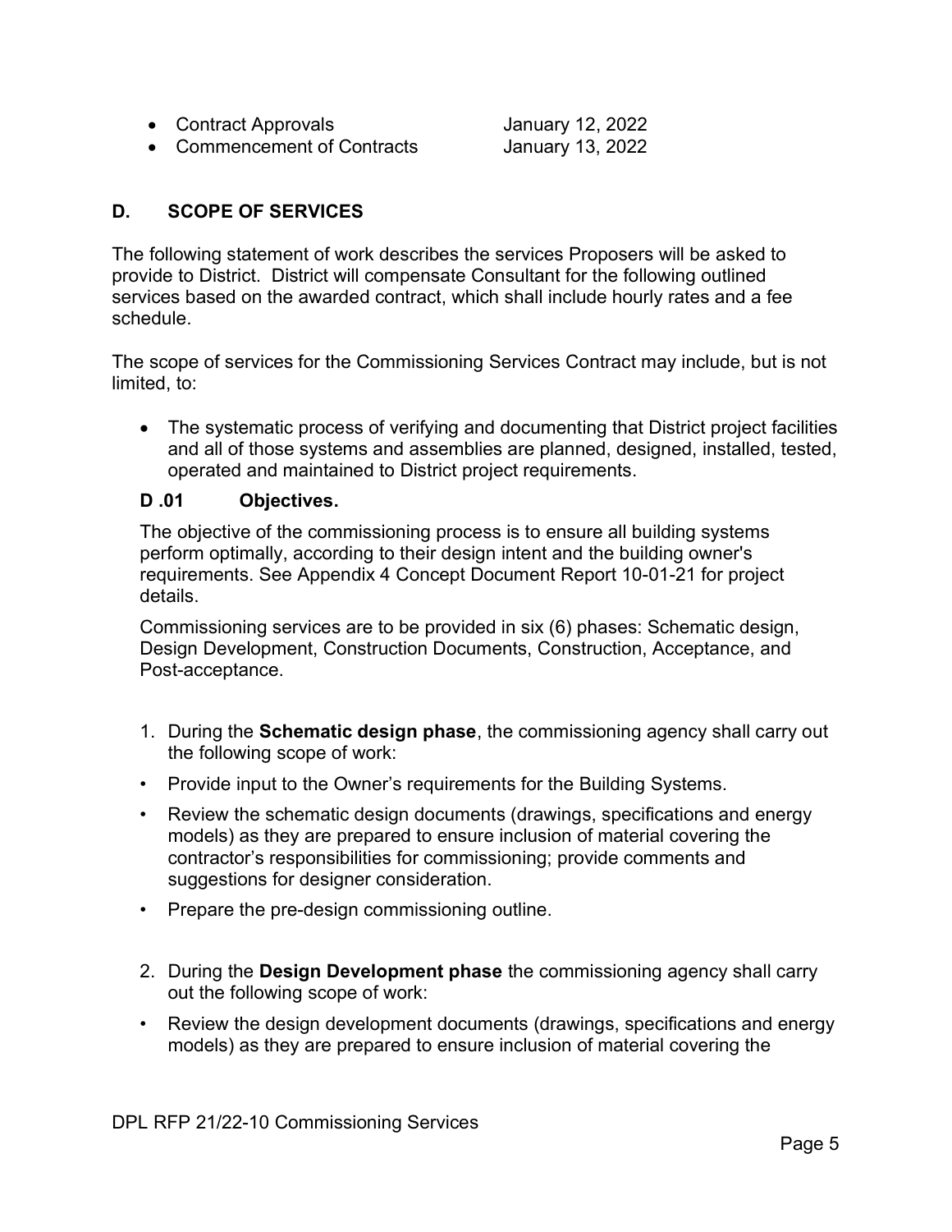- Contract Approvals January 12, 2022
- Commencement of Contracts January 13, 2022

## D. SCOPE OF SERVICES

The following statement of work describes the services Proposers will be asked to provide to District. District will compensate Consultant for the following outlined services based on the awarded contract, which shall include hourly rates and a fee schedule.

The scope of services for the Commissioning Services Contract may include, but is not limited, to:

- The systematic process of verifying and documenting that District project facilities and all of those systems and assemblies are planned, designed, installed, tested, operated and maintained to District project requirements.

### D .01 Objectives.

The objective of the commissioning process is to ensure all building systems perform optimally, according to their design intent and the building owner's requirements. See Appendix 4 Concept Document Report 10-01-21 for project details.

Commissioning services are to be provided in six (6) phases: Schematic design, Design Development, Construction Documents, Construction, Acceptance, and Post-acceptance.

1. During the **Schematic design phase**, the commissioning agency shall carry out the following scope of work:

- Provide input to the Owner's requirements for the Building Systems.
- Review the schematic design documents (drawings, specifications and energy models) as they are prepared to ensure inclusion of material covering the contractor's responsibilities for commissioning; provide comments and suggestions for designer consideration.
- Prepare the pre-design commissioning outline.

2. During the **Design Development phase** the commissioning agency shall carry out the following scope of work:

- Review the design development documents (drawings, specifications and energy models) as they are prepared to ensure inclusion of material covering the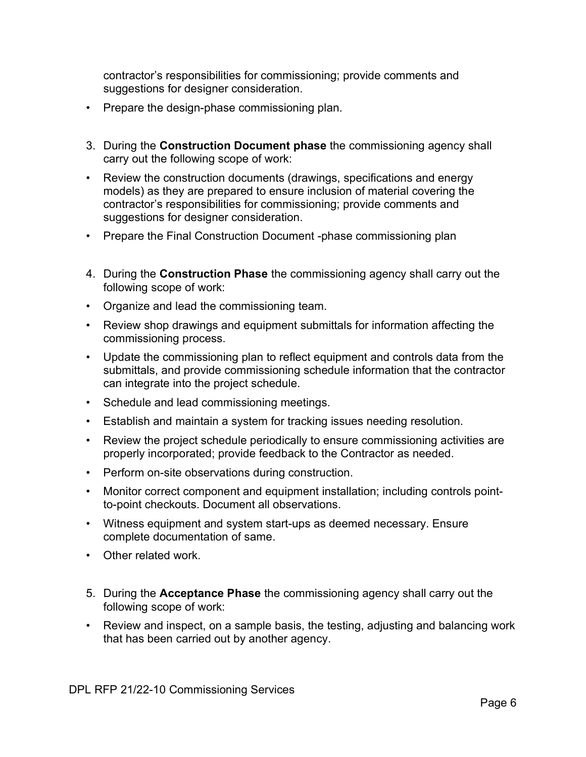contractor's responsibilities for commissioning; provide comments and suggestions for designer consideration.

- Prepare the design-phase commissioning plan.

3. During the **Construction Document phase** the commissioning agency shall carry out the following scope of work:

- Review the construction documents (drawings, specifications and energy models) as they are prepared to ensure inclusion of material covering the contractor's responsibilities for commissioning; provide comments and suggestions for designer consideration.
- Prepare the Final Construction Document -phase commissioning plan

4. During the **Construction Phase** the commissioning agency shall carry out the following scope of work:

- Organize and lead the commissioning team.
- Review shop drawings and equipment submittals for information affecting the commissioning process.
- Update the commissioning plan to reflect equipment and controls data from the submittals, and provide commissioning schedule information that the contractor can integrate into the project schedule.
- Schedule and lead commissioning meetings.
- Establish and maintain a system for tracking issues needing resolution.
- Review the project schedule periodically to ensure commissioning activities are properly incorporated; provide feedback to the Contractor as needed.
- Perform on-site observations during construction.
- Monitor correct component and equipment installation; including controls point-to-point checkouts. Document all observations.
- Witness equipment and system start-ups as deemed necessary. Ensure complete documentation of same.
- Other related work.

5. During the **Acceptance Phase** the commissioning agency shall carry out the following scope of work:

- Review and inspect, on a sample basis, the testing, adjusting and balancing work that has been carried out by another agency.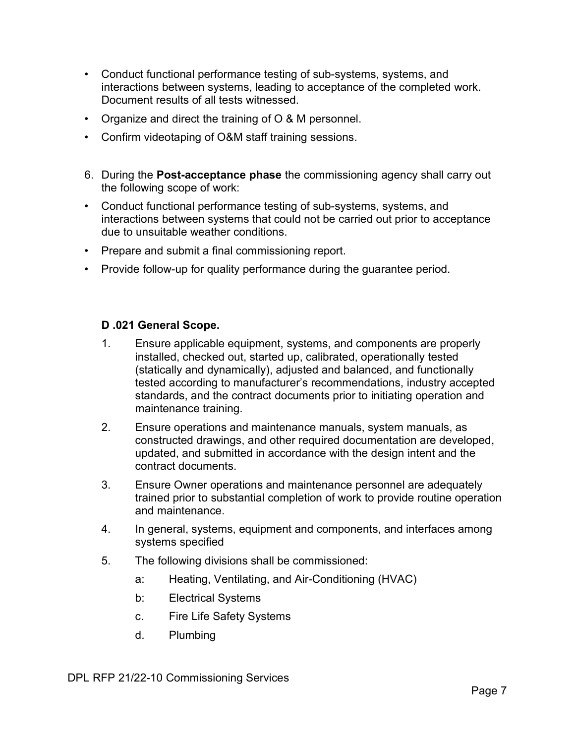- Conduct functional performance testing of sub-systems, systems, and interactions between systems, leading to acceptance of the completed work. Document results of all tests witnessed.
- Organize and direct the training of O & M personnel.
- Confirm videotaping of O&M staff training sessions.

6. During the **Post-acceptance phase** the commissioning agency shall carry out the following scope of work:

- Conduct functional performance testing of sub-systems, systems, and interactions between systems that could not be carried out prior to acceptance due to unsuitable weather conditions.
- Prepare and submit a final commissioning report.
- Provide follow-up for quality performance during the guarantee period.

**D .021 General Scope.**

1. Ensure applicable equipment, systems, and components are properly installed, checked out, started up, calibrated, operationally tested (statically and dynamically), adjusted and balanced, and functionally tested according to manufacturer's recommendations, industry accepted standards, and the contract documents prior to initiating operation and maintenance training.
2. Ensure operations and maintenance manuals, system manuals, as constructed drawings, and other required documentation are developed, updated, and submitted in accordance with the design intent and the contract documents.
3. Ensure Owner operations and maintenance personnel are adequately trained prior to substantial completion of work to provide routine operation and maintenance.
4. In general, systems, equipment and components, and interfaces among systems specified
5. The following divisions shall be commissioned:
   - a: Heating, Ventilating, and Air-Conditioning (HVAC)
   - b: Electrical Systems
   - c. Fire Life Safety Systems
   - d. Plumbing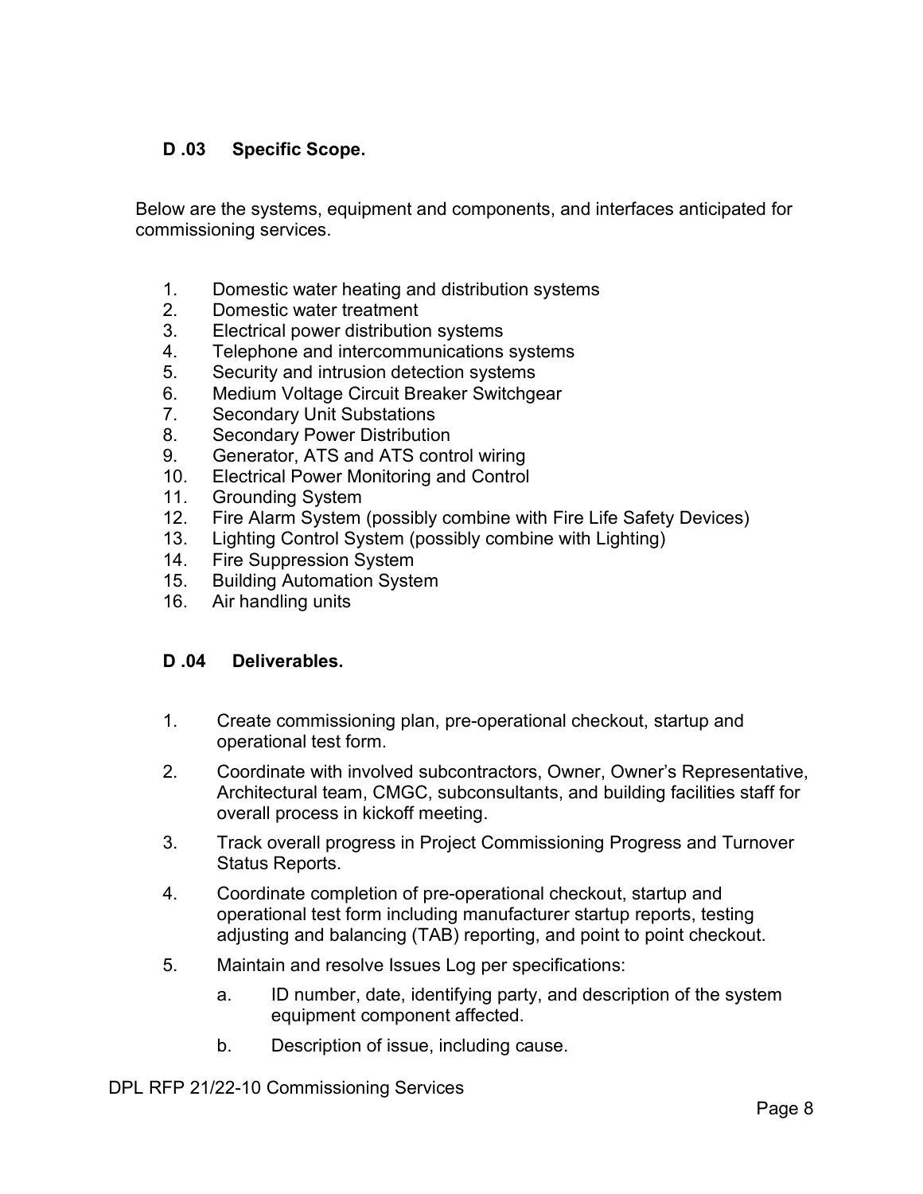### D .03 Specific Scope.

Below are the systems, equipment and components, and interfaces anticipated for commissioning services.

1. Domestic water heating and distribution systems
2. Domestic water treatment
3. Electrical power distribution systems
4. Telephone and intercommunications systems
5. Security and intrusion detection systems
6. Medium Voltage Circuit Breaker Switchgear
7. Secondary Unit Substations
8. Secondary Power Distribution
9. Generator, ATS and ATS control wiring
10. Electrical Power Monitoring and Control
11. Grounding System
12. Fire Alarm System (possibly combine with Fire Life Safety Devices)
13. Lighting Control System (possibly combine with Lighting)
14. Fire Suppression System
15. Building Automation System
16. Air handling units

### D .04 Deliverables.

1. Create commissioning plan, pre-operational checkout, startup and operational test form.
2. Coordinate with involved subcontractors, Owner, Owner's Representative, Architectural team, CMGC, subconsultants, and building facilities staff for overall process in kickoff meeting.
3. Track overall progress in Project Commissioning Progress and Turnover Status Reports.
4. Coordinate completion of pre-operational checkout, startup and operational test form including manufacturer startup reports, testing adjusting and balancing (TAB) reporting, and point to point checkout.
5. Maintain and resolve Issues Log per specifications:
   a. ID number, date, identifying party, and description of the system equipment component affected.
   b. Description of issue, including cause.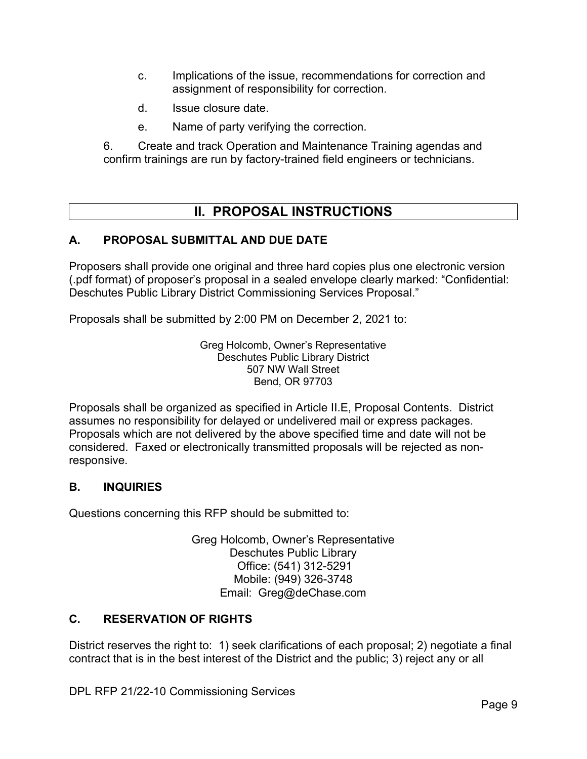c. Implications of the issue, recommendations for correction and assignment of responsibility for correction.

d. Issue closure date.

e. Name of party verifying the correction.

6. Create and track Operation and Maintenance Training agendas and confirm trainings are run by factory-trained field engineers or technicians.

## II. PROPOSAL INSTRUCTIONS

### A. PROPOSAL SUBMITTAL AND DUE DATE

Proposers shall provide one original and three hard copies plus one electronic version (.pdf format) of proposer's proposal in a sealed envelope clearly marked: "Confidential: Deschutes Public Library District Commissioning Services Proposal."

Proposals shall be submitted by 2:00 PM on December 2, 2021 to:

Greg Holcomb, Owner's Representative
Deschutes Public Library District
507 NW Wall Street
Bend, OR 97703

Proposals shall be organized as specified in Article II.E, Proposal Contents. District assumes no responsibility for delayed or undelivered mail or express packages. Proposals which are not delivered by the above specified time and date will not be considered. Faxed or electronically transmitted proposals will be rejected as non-responsive.

### B. INQUIRIES

Questions concerning this RFP should be submitted to:

Greg Holcomb, Owner's Representative
Deschutes Public Library
Office: (541) 312-5291
Mobile: (949) 326-3748
Email: Greg@deChase.com

### C. RESERVATION OF RIGHTS

District reserves the right to: 1) seek clarifications of each proposal; 2) negotiate a final contract that is in the best interest of the District and the public; 3) reject any or all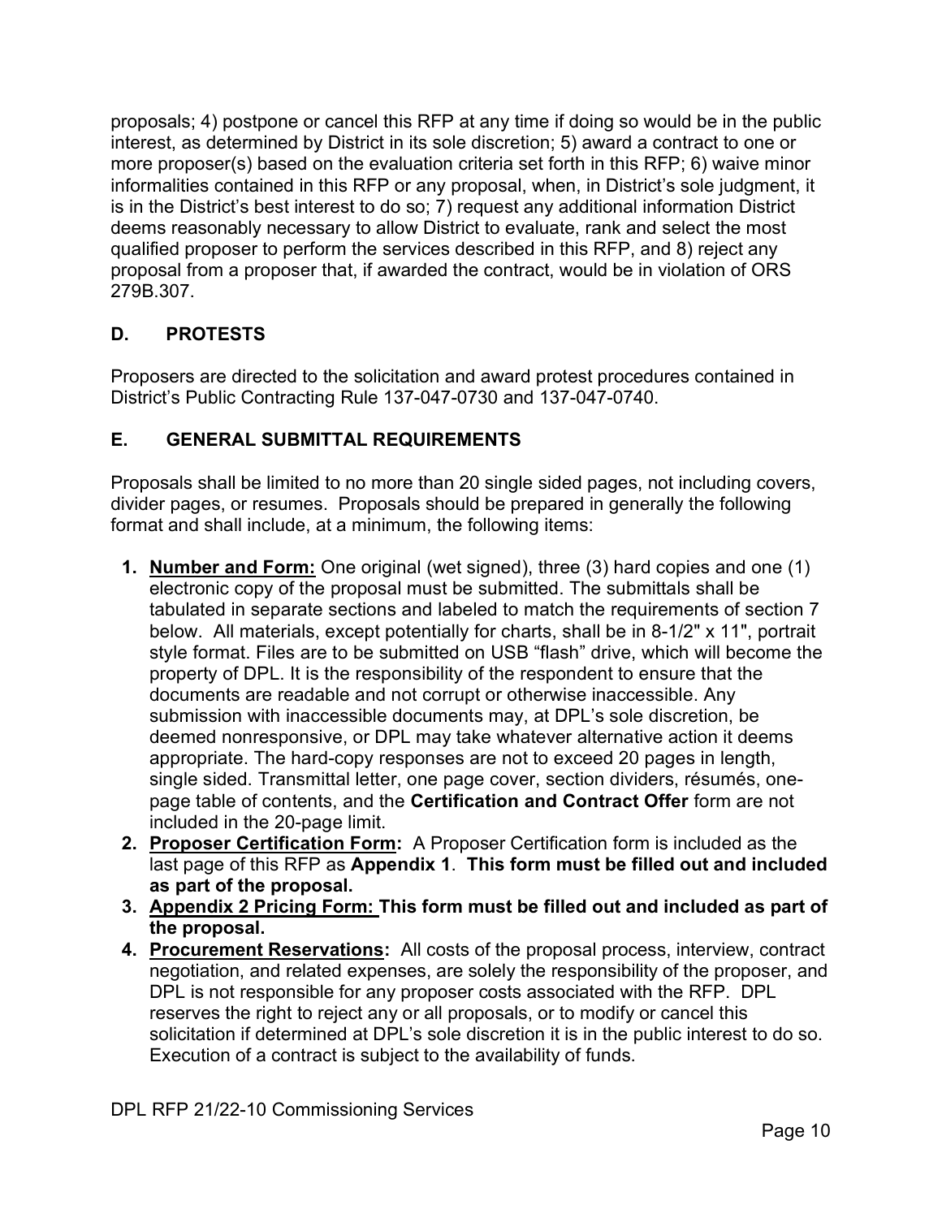proposals; 4) postpone or cancel this RFP at any time if doing so would be in the public interest, as determined by District in its sole discretion; 5) award a contract to one or more proposer(s) based on the evaluation criteria set forth in this RFP; 6) waive minor informalities contained in this RFP or any proposal, when, in District's sole judgment, it is in the District's best interest to do so; 7) request any additional information District deems reasonably necessary to allow District to evaluate, rank and select the most qualified proposer to perform the services described in this RFP, and 8) reject any proposal from a proposer that, if awarded the contract, would be in violation of ORS 279B.307.

## D. PROTESTS

Proposers are directed to the solicitation and award protest procedures contained in District's Public Contracting Rule 137-047-0730 and 137-047-0740.

## E. GENERAL SUBMITTAL REQUIREMENTS

Proposals shall be limited to no more than 20 single sided pages, not including covers, divider pages, or resumes. Proposals should be prepared in generally the following format and shall include, at a minimum, the following items:

1. **Number and Form:** One original (wet signed), three (3) hard copies and one (1) electronic copy of the proposal must be submitted. The submittals shall be tabulated in separate sections and labeled to match the requirements of section 7 below. All materials, except potentially for charts, shall be in 8-1/2" x 11", portrait style format. Files are to be submitted on USB "flash" drive, which will become the property of DPL. It is the responsibility of the respondent to ensure that the documents are readable and not corrupt or otherwise inaccessible. Any submission with inaccessible documents may, at DPL's sole discretion, be deemed nonresponsive, or DPL may take whatever alternative action it deems appropriate. The hard-copy responses are not to exceed 20 pages in length, single sided. Transmittal letter, one page cover, section dividers, résumés, one-page table of contents, and the **Certification and Contract Offer** form are not included in the 20-page limit.
2. **Proposer Certification Form:** A Proposer Certification form is included as the last page of this RFP as **Appendix 1**. **This form must be filled out and included as part of the proposal.**
3. **Appendix 2 Pricing Form: This form must be filled out and included as part of the proposal.**
4. **Procurement Reservations:** All costs of the proposal process, interview, contract negotiation, and related expenses, are solely the responsibility of the proposer, and DPL is not responsible for any proposer costs associated with the RFP. DPL reserves the right to reject any or all proposals, or to modify or cancel this solicitation if determined at DPL's sole discretion it is in the public interest to do so. Execution of a contract is subject to the availability of funds.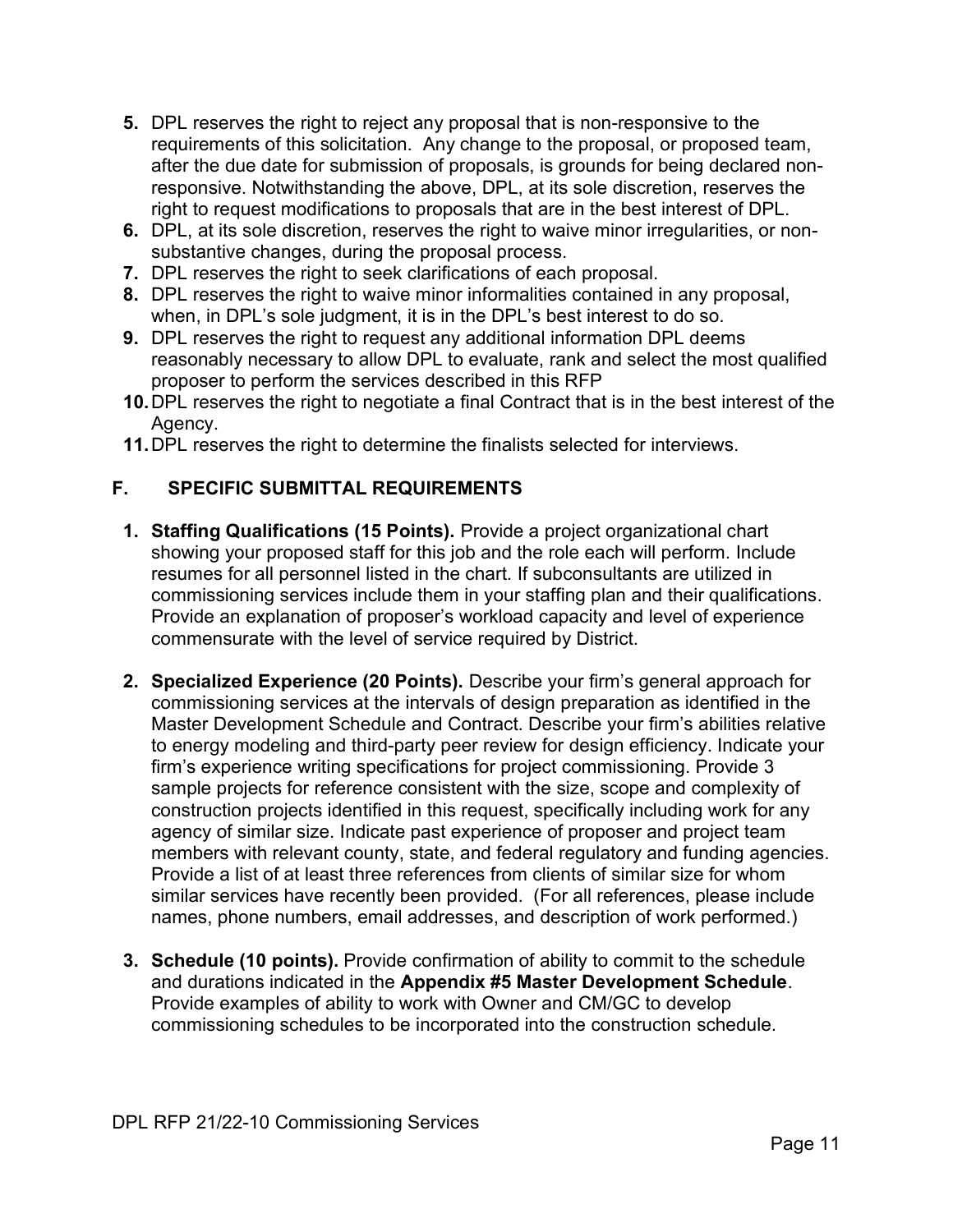5. DPL reserves the right to reject any proposal that is non-responsive to the requirements of this solicitation. Any change to the proposal, or proposed team, after the due date for submission of proposals, is grounds for being declared non-responsive. Notwithstanding the above, DPL, at its sole discretion, reserves the right to request modifications to proposals that are in the best interest of DPL.
6. DPL, at its sole discretion, reserves the right to waive minor irregularities, or non-substantive changes, during the proposal process.
7. DPL reserves the right to seek clarifications of each proposal.
8. DPL reserves the right to waive minor informalities contained in any proposal, when, in DPL's sole judgment, it is in the DPL's best interest to do so.
9. DPL reserves the right to request any additional information DPL deems reasonably necessary to allow DPL to evaluate, rank and select the most qualified proposer to perform the services described in this RFP
10. DPL reserves the right to negotiate a final Contract that is in the best interest of the Agency.
11. DPL reserves the right to determine the finalists selected for interviews.

## F. SPECIFIC SUBMITTAL REQUIREMENTS

1. **Staffing Qualifications (15 Points).** Provide a project organizational chart showing your proposed staff for this job and the role each will perform. Include resumes for all personnel listed in the chart. If subconsultants are utilized in commissioning services include them in your staffing plan and their qualifications. Provide an explanation of proposer's workload capacity and level of experience commensurate with the level of service required by District.

2. **Specialized Experience (20 Points).** Describe your firm's general approach for commissioning services at the intervals of design preparation as identified in the Master Development Schedule and Contract. Describe your firm's abilities relative to energy modeling and third-party peer review for design efficiency. Indicate your firm's experience writing specifications for project commissioning. Provide 3 sample projects for reference consistent with the size, scope and complexity of construction projects identified in this request, specifically including work for any agency of similar size. Indicate past experience of proposer and project team members with relevant county, state, and federal regulatory and funding agencies. Provide a list of at least three references from clients of similar size for whom similar services have recently been provided. (For all references, please include names, phone numbers, email addresses, and description of work performed.)

3. **Schedule (10 points).** Provide confirmation of ability to commit to the schedule and durations indicated in the **Appendix #5 Master Development Schedule**. Provide examples of ability to work with Owner and CM/GC to develop commissioning schedules to be incorporated into the construction schedule.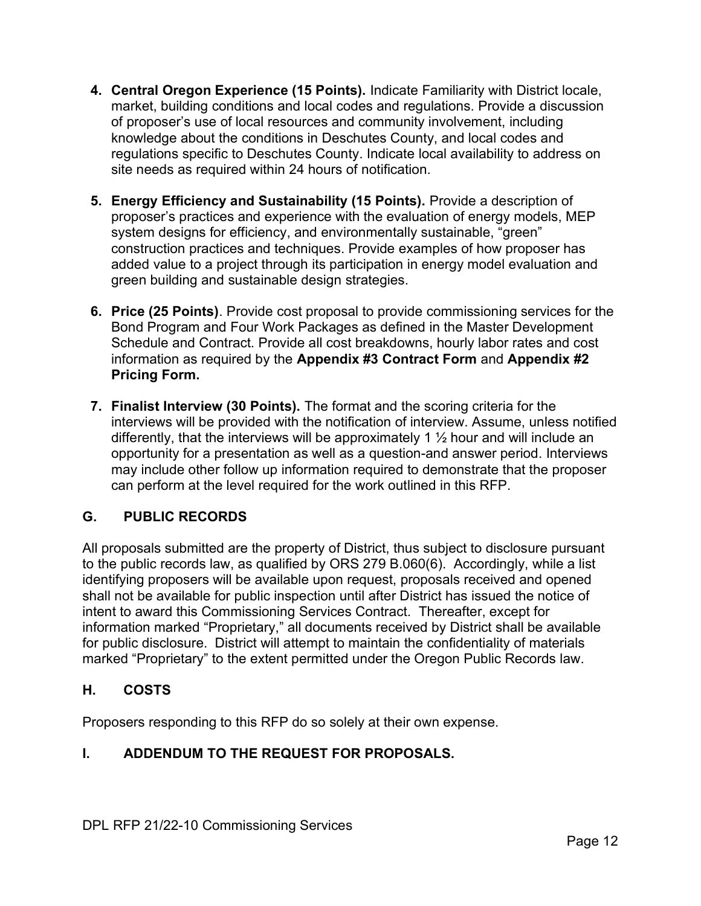4. **Central Oregon Experience (15 Points).** Indicate Familiarity with District locale, market, building conditions and local codes and regulations. Provide a discussion of proposer's use of local resources and community involvement, including knowledge about the conditions in Deschutes County, and local codes and regulations specific to Deschutes County. Indicate local availability to address on site needs as required within 24 hours of notification.

5. **Energy Efficiency and Sustainability (15 Points).** Provide a description of proposer's practices and experience with the evaluation of energy models, MEP system designs for efficiency, and environmentally sustainable, "green" construction practices and techniques. Provide examples of how proposer has added value to a project through its participation in energy model evaluation and green building and sustainable design strategies.

6. **Price (25 Points)**. Provide cost proposal to provide commissioning services for the Bond Program and Four Work Packages as defined in the Master Development Schedule and Contract. Provide all cost breakdowns, hourly labor rates and cost information as required by the **Appendix #3 Contract Form** and **Appendix #2 Pricing Form.**

7. **Finalist Interview (30 Points).** The format and the scoring criteria for the interviews will be provided with the notification of interview. Assume, unless notified differently, that the interviews will be approximately 1 ½ hour and will include an opportunity for a presentation as well as a question-and answer period. Interviews may include other follow up information required to demonstrate that the proposer can perform at the level required for the work outlined in this RFP.

## G. PUBLIC RECORDS

All proposals submitted are the property of District, thus subject to disclosure pursuant to the public records law, as qualified by ORS 279 B.060(6). Accordingly, while a list identifying proposers will be available upon request, proposals received and opened shall not be available for public inspection until after District has issued the notice of intent to award this Commissioning Services Contract. Thereafter, except for information marked "Proprietary," all documents received by District shall be available for public disclosure. District will attempt to maintain the confidentiality of materials marked "Proprietary" to the extent permitted under the Oregon Public Records law.

## H. COSTS

Proposers responding to this RFP do so solely at their own expense.

## I. ADDENDUM TO THE REQUEST FOR PROPOSALS.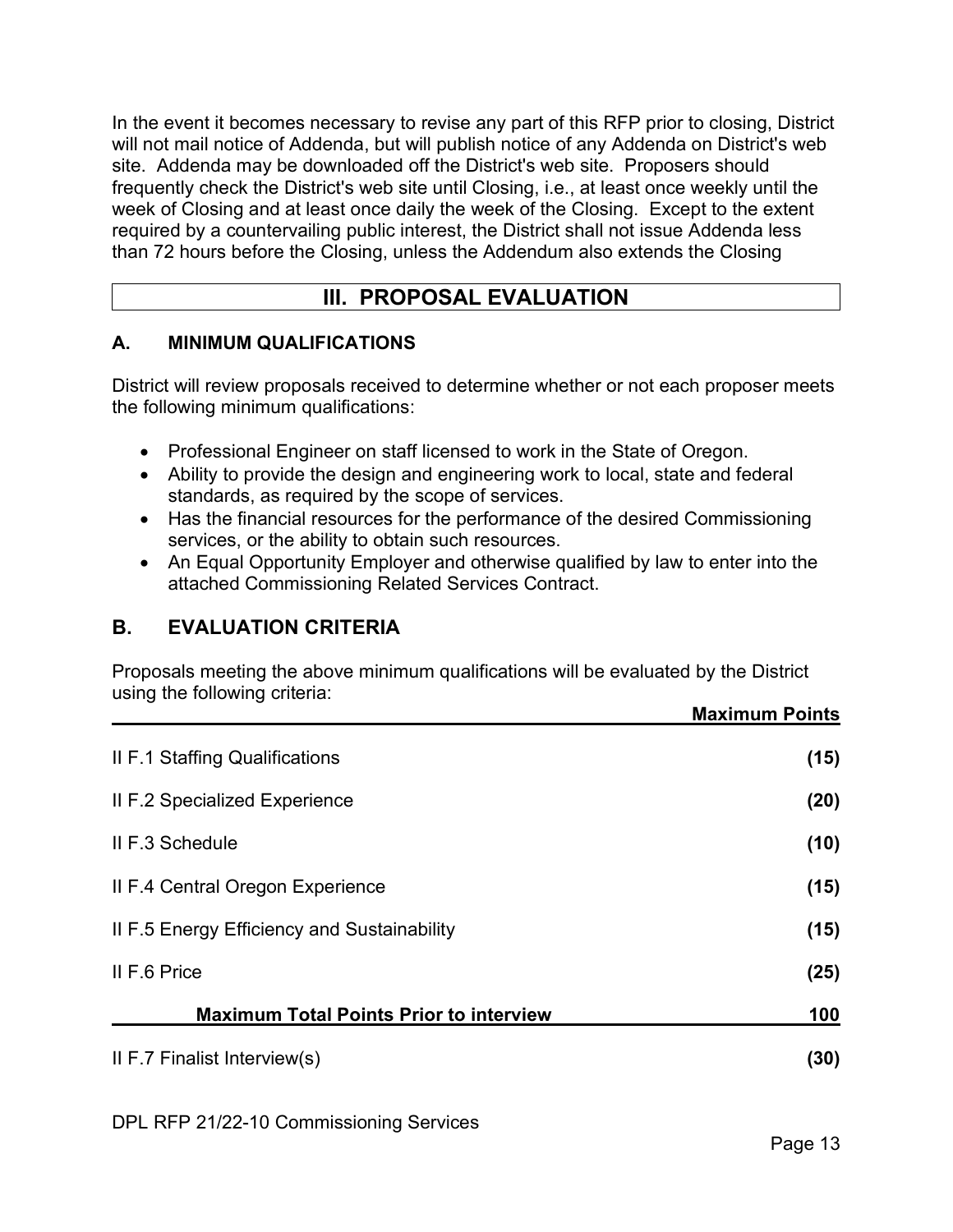In the event it becomes necessary to revise any part of this RFP prior to closing, District will not mail notice of Addenda, but will publish notice of any Addenda on District's web site. Addenda may be downloaded off the District's web site. Proposers should frequently check the District's web site until Closing, i.e., at least once weekly until the week of Closing and at least once daily the week of the Closing. Except to the extent required by a countervailing public interest, the District shall not issue Addenda less than 72 hours before the Closing, unless the Addendum also extends the Closing

## III. PROPOSAL EVALUATION

### A. MINIMUM QUALIFICATIONS

District will review proposals received to determine whether or not each proposer meets the following minimum qualifications:

- Professional Engineer on staff licensed to work in the State of Oregon.
- Ability to provide the design and engineering work to local, state and federal standards, as required by the scope of services.
- Has the financial resources for the performance of the desired Commissioning services, or the ability to obtain such resources.
- An Equal Opportunity Employer and otherwise qualified by law to enter into the attached Commissioning Related Services Contract.

### B. EVALUATION CRITERIA

Proposals meeting the above minimum qualifications will be evaluated by the District using the following criteria:

| | Maximum Points |
|---|---|
| II F.1 Staffing Qualifications | (15) |
| II F.2 Specialized Experience | (20) |
| II F.3 Schedule | (10) |
| II F.4 Central Oregon Experience | (15) |
| II F.5 Energy Efficiency and Sustainability | (15) |
| II F.6 Price | (25) |
| **Maximum Total Points Prior to interview** | **100** |
| II F.7 Finalist Interview(s) | (30) |

DPL RFP 21/22-10 Commissioning Services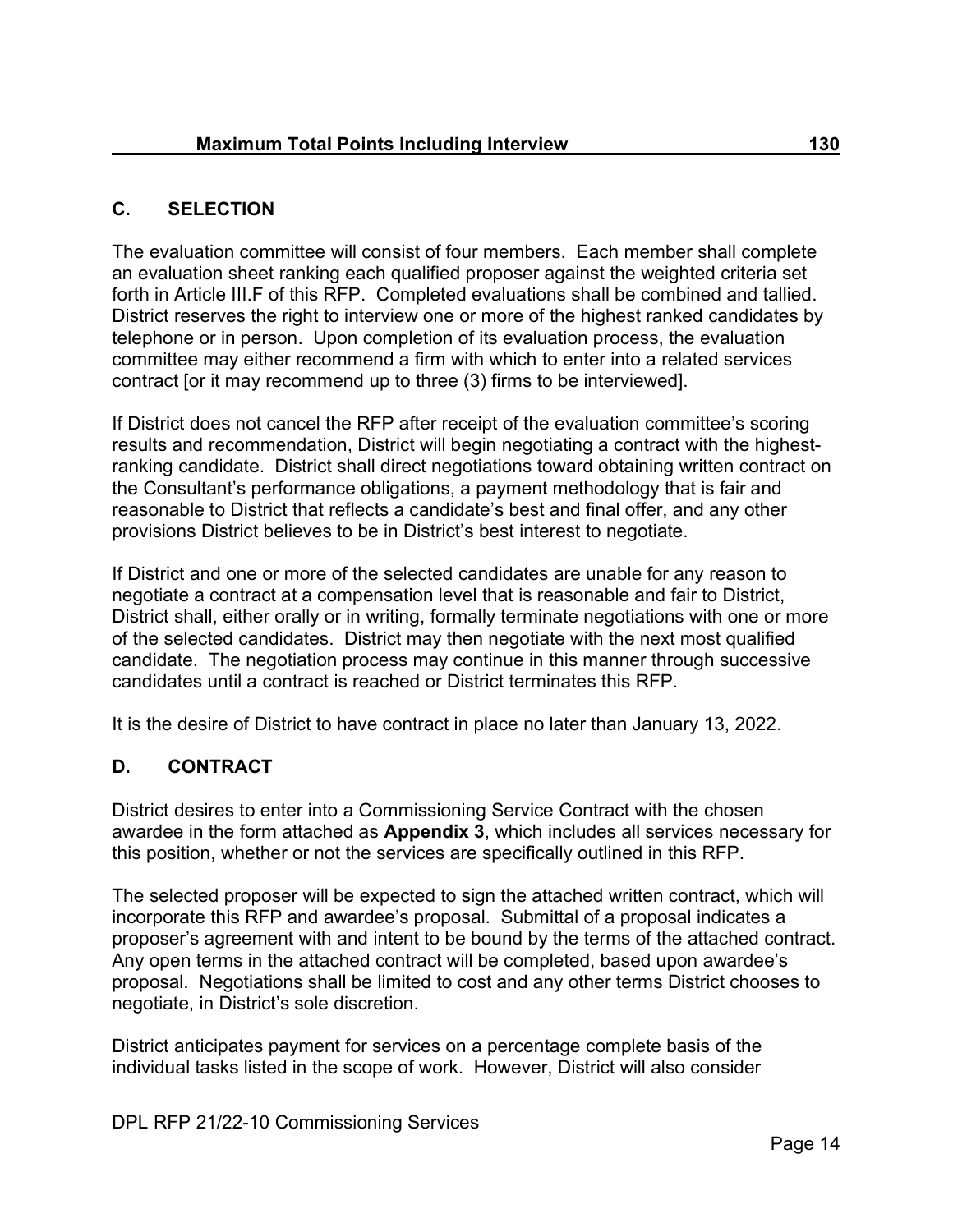| Maximum Total Points Including Interview | 130 |
| --- | --- |

## C. SELECTION

The evaluation committee will consist of four members. Each member shall complete an evaluation sheet ranking each qualified proposer against the weighted criteria set forth in Article III.F of this RFP. Completed evaluations shall be combined and tallied. District reserves the right to interview one or more of the highest ranked candidates by telephone or in person. Upon completion of its evaluation process, the evaluation committee may either recommend a firm with which to enter into a related services contract [or it may recommend up to three (3) firms to be interviewed].

If District does not cancel the RFP after receipt of the evaluation committee's scoring results and recommendation, District will begin negotiating a contract with the highest-ranking candidate. District shall direct negotiations toward obtaining written contract on the Consultant's performance obligations, a payment methodology that is fair and reasonable to District that reflects a candidate's best and final offer, and any other provisions District believes to be in District's best interest to negotiate.

If District and one or more of the selected candidates are unable for any reason to negotiate a contract at a compensation level that is reasonable and fair to District, District shall, either orally or in writing, formally terminate negotiations with one or more of the selected candidates. District may then negotiate with the next most qualified candidate. The negotiation process may continue in this manner through successive candidates until a contract is reached or District terminates this RFP.

It is the desire of District to have contract in place no later than January 13, 2022.

## D. CONTRACT

District desires to enter into a Commissioning Service Contract with the chosen awardee in the form attached as **Appendix 3**, which includes all services necessary for this position, whether or not the services are specifically outlined in this RFP.

The selected proposer will be expected to sign the attached written contract, which will incorporate this RFP and awardee's proposal. Submittal of a proposal indicates a proposer's agreement with and intent to be bound by the terms of the attached contract. Any open terms in the attached contract will be completed, based upon awardee's proposal. Negotiations shall be limited to cost and any other terms District chooses to negotiate, in District's sole discretion.

District anticipates payment for services on a percentage complete basis of the individual tasks listed in the scope of work. However, District will also consider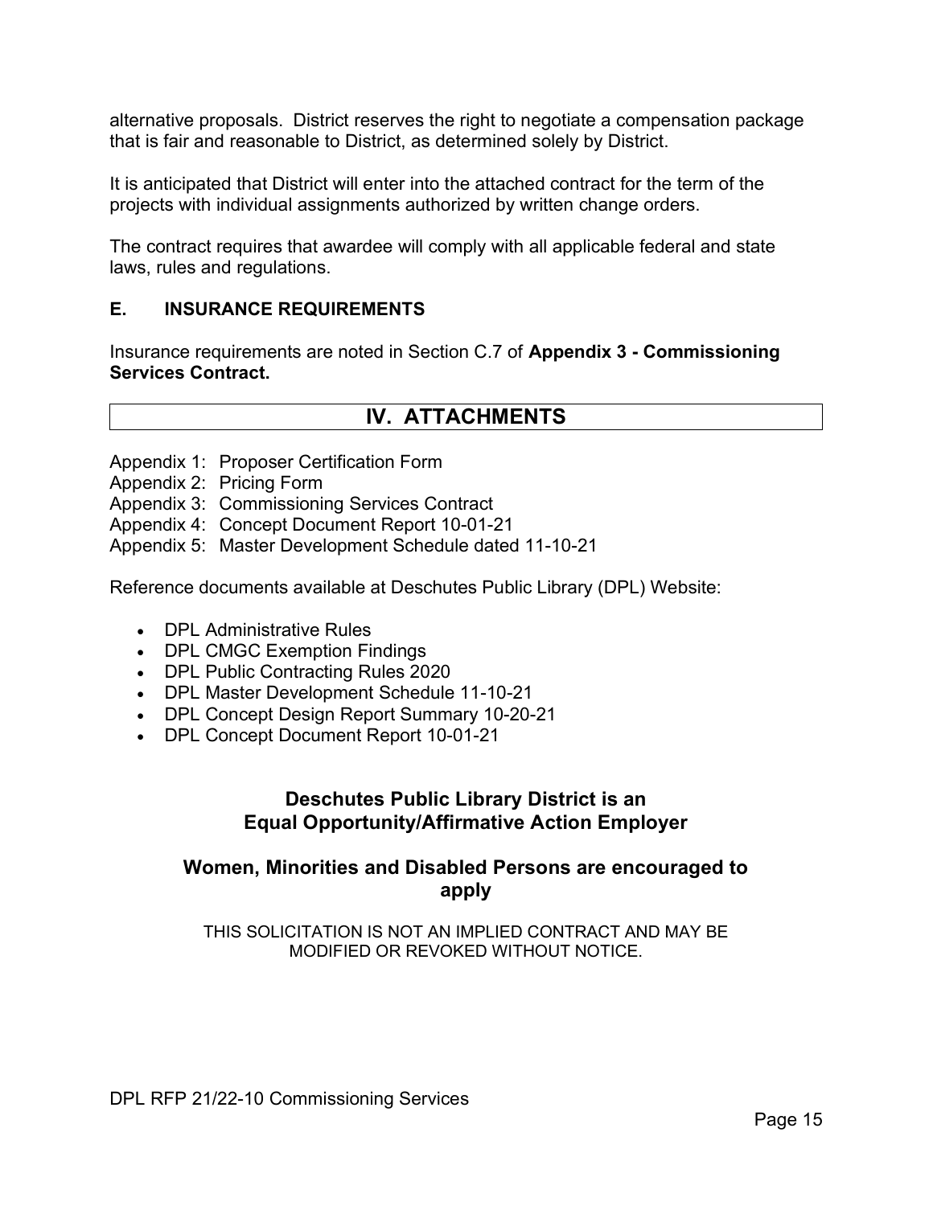alternative proposals. District reserves the right to negotiate a compensation package that is fair and reasonable to District, as determined solely by District.

It is anticipated that District will enter into the attached contract for the term of the projects with individual assignments authorized by written change orders.

The contract requires that awardee will comply with all applicable federal and state laws, rules and regulations.

### E. INSURANCE REQUIREMENTS

Insurance requirements are noted in Section C.7 of **Appendix 3 - Commissioning Services Contract.**

## IV. ATTACHMENTS

Appendix 1: Proposer Certification Form
Appendix 2: Pricing Form
Appendix 3: Commissioning Services Contract
Appendix 4: Concept Document Report 10-01-21
Appendix 5: Master Development Schedule dated 11-10-21

Reference documents available at Deschutes Public Library (DPL) Website:

- DPL Administrative Rules
- DPL CMGC Exemption Findings
- DPL Public Contracting Rules 2020
- DPL Master Development Schedule 11-10-21
- DPL Concept Design Report Summary 10-20-21
- DPL Concept Document Report 10-01-21

**Deschutes Public Library District is an Equal Opportunity/Affirmative Action Employer**

**Women, Minorities and Disabled Persons are encouraged to apply**

THIS SOLICITATION IS NOT AN IMPLIED CONTRACT AND MAY BE MODIFIED OR REVOKED WITHOUT NOTICE.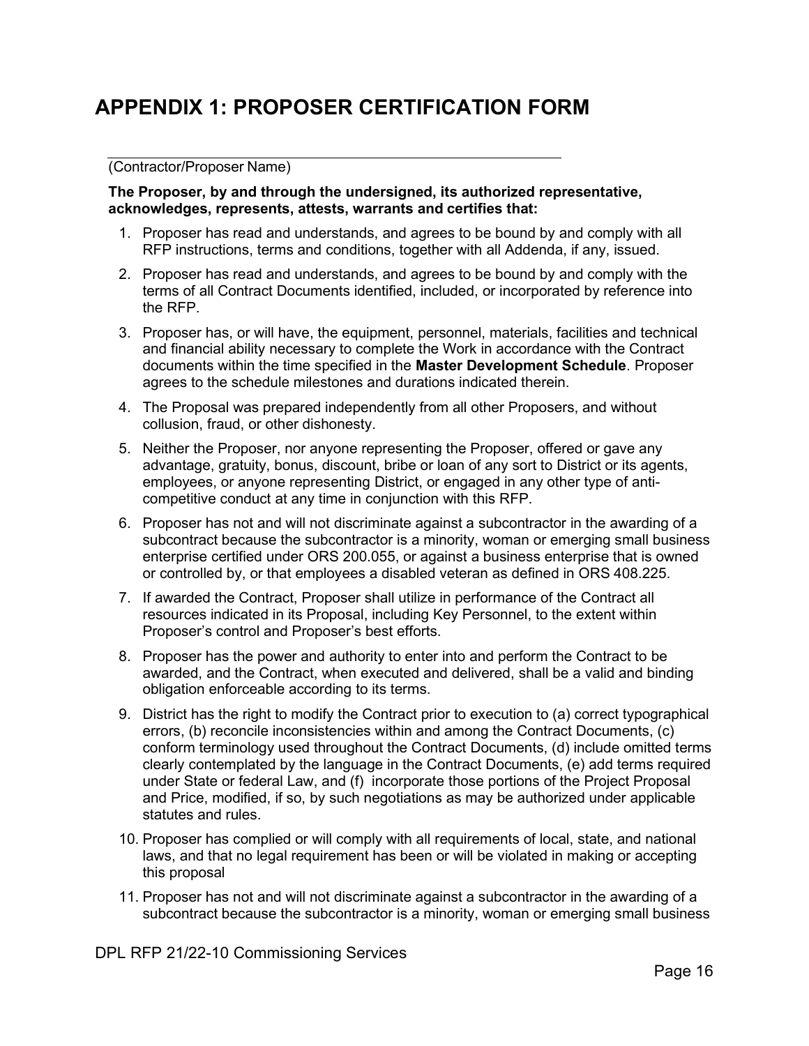# APPENDIX 1: PROPOSER CERTIFICATION FORM

\_\_\_\_\_\_\_\_\_\_\_\_\_\_\_\_\_\_\_\_\_\_\_\_\_\_\_\_\_\_\_\_\_\_\_\_\_\_\_\_\_\_\_\_\_\_\_\_\_\_\_\_

(Contractor/Proposer Name)

**The Proposer, by and through the undersigned, its authorized representative, acknowledges, represents, attests, warrants and certifies that:**

1. Proposer has read and understands, and agrees to be bound by and comply with all RFP instructions, terms and conditions, together with all Addenda, if any, issued.
2. Proposer has read and understands, and agrees to be bound by and comply with the terms of all Contract Documents identified, included, or incorporated by reference into the RFP.
3. Proposer has, or will have, the equipment, personnel, materials, facilities and technical and financial ability necessary to complete the Work in accordance with the Contract documents within the time specified in the **Master Development Schedule**. Proposer agrees to the schedule milestones and durations indicated therein.
4. The Proposal was prepared independently from all other Proposers, and without collusion, fraud, or other dishonesty.
5. Neither the Proposer, nor anyone representing the Proposer, offered or gave any advantage, gratuity, bonus, discount, bribe or loan of any sort to District or its agents, employees, or anyone representing District, or engaged in any other type of anti-competitive conduct at any time in conjunction with this RFP.
6. Proposer has not and will not discriminate against a subcontractor in the awarding of a subcontract because the subcontractor is a minority, woman or emerging small business enterprise certified under ORS 200.055, or against a business enterprise that is owned or controlled by, or that employees a disabled veteran as defined in ORS 408.225.
7. If awarded the Contract, Proposer shall utilize in performance of the Contract all resources indicated in its Proposal, including Key Personnel, to the extent within Proposer's control and Proposer's best efforts.
8. Proposer has the power and authority to enter into and perform the Contract to be awarded, and the Contract, when executed and delivered, shall be a valid and binding obligation enforceable according to its terms.
9. District has the right to modify the Contract prior to execution to (a) correct typographical errors, (b) reconcile inconsistencies within and among the Contract Documents, (c) conform terminology used throughout the Contract Documents, (d) include omitted terms clearly contemplated by the language in the Contract Documents, (e) add terms required under State or federal Law, and (f) incorporate those portions of the Project Proposal and Price, modified, if so, by such negotiations as may be authorized under applicable statutes and rules.
10. Proposer has complied or will comply with all requirements of local, state, and national laws, and that no legal requirement has been or will be violated in making or accepting this proposal
11. Proposer has not and will not discriminate against a subcontractor in the awarding of a subcontract because the subcontractor is a minority, woman or emerging small business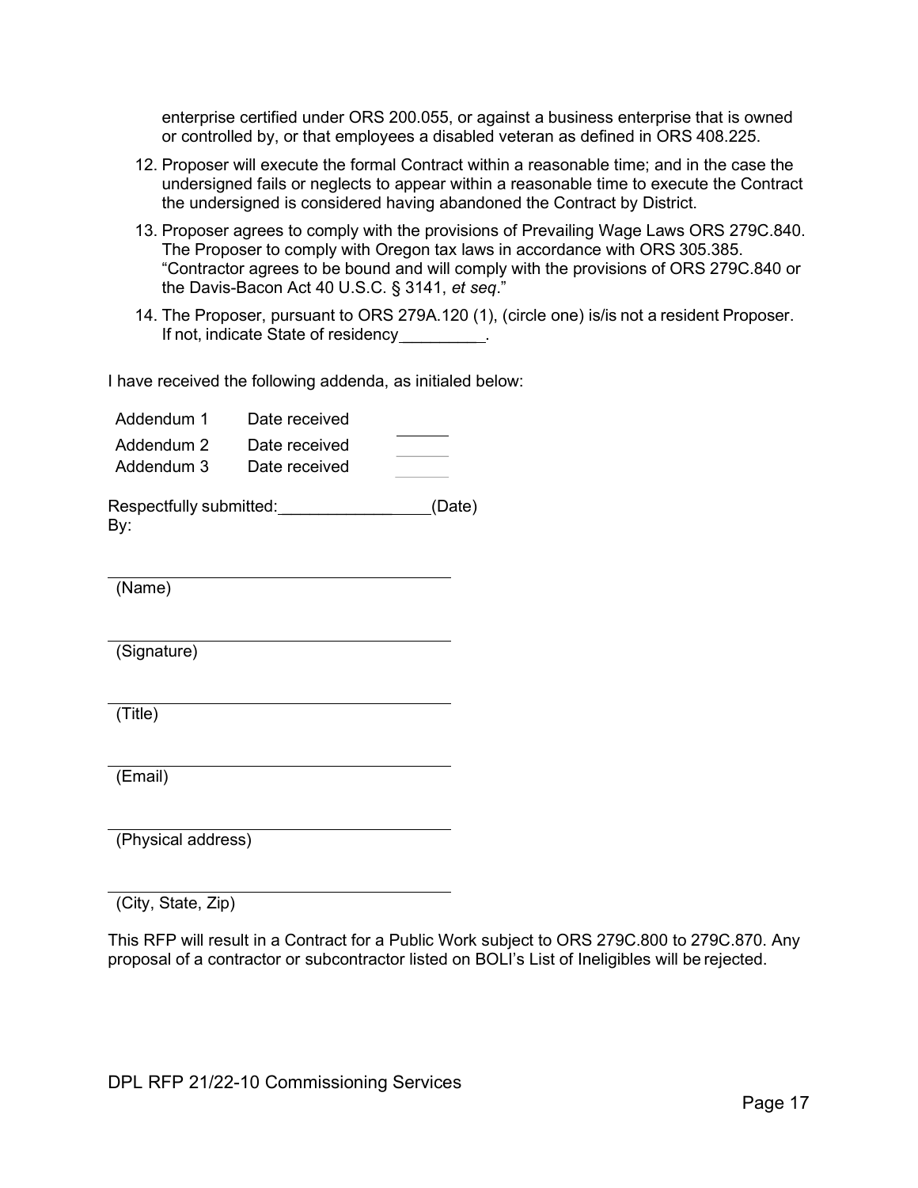enterprise certified under ORS 200.055, or against a business enterprise that is owned or controlled by, or that employees a disabled veteran as defined in ORS 408.225.

12. Proposer will execute the formal Contract within a reasonable time; and in the case the undersigned fails or neglects to appear within a reasonable time to execute the Contract the undersigned is considered having abandoned the Contract by District.
13. Proposer agrees to comply with the provisions of Prevailing Wage Laws ORS 279C.840. The Proposer to comply with Oregon tax laws in accordance with ORS 305.385. "Contractor agrees to be bound and will comply with the provisions of ORS 279C.840 or the Davis-Bacon Act 40 U.S.C. § 3141, *et seq*."
14. The Proposer, pursuant to ORS 279A.120 (1), (circle one) is/is not a resident Proposer. If not, indicate State of residency_________.

I have received the following addenda, as initialed below:

| | | |
|---|---|---|
| Addendum 1 | Date received | ______ |
| Addendum 2 | Date received | ______ |
| Addendum 3 | Date received | ______ |

Respectfully submitted:________________(Date)
By:

______________________________________
(Name)

______________________________________
(Signature)

______________________________________
(Title)

______________________________________
(Email)

______________________________________
(Physical address)

______________________________________
(City, State, Zip)

This RFP will result in a Contract for a Public Work subject to ORS 279C.800 to 279C.870. Any proposal of a contractor or subcontractor listed on BOLI's List of Ineligibles will be rejected.